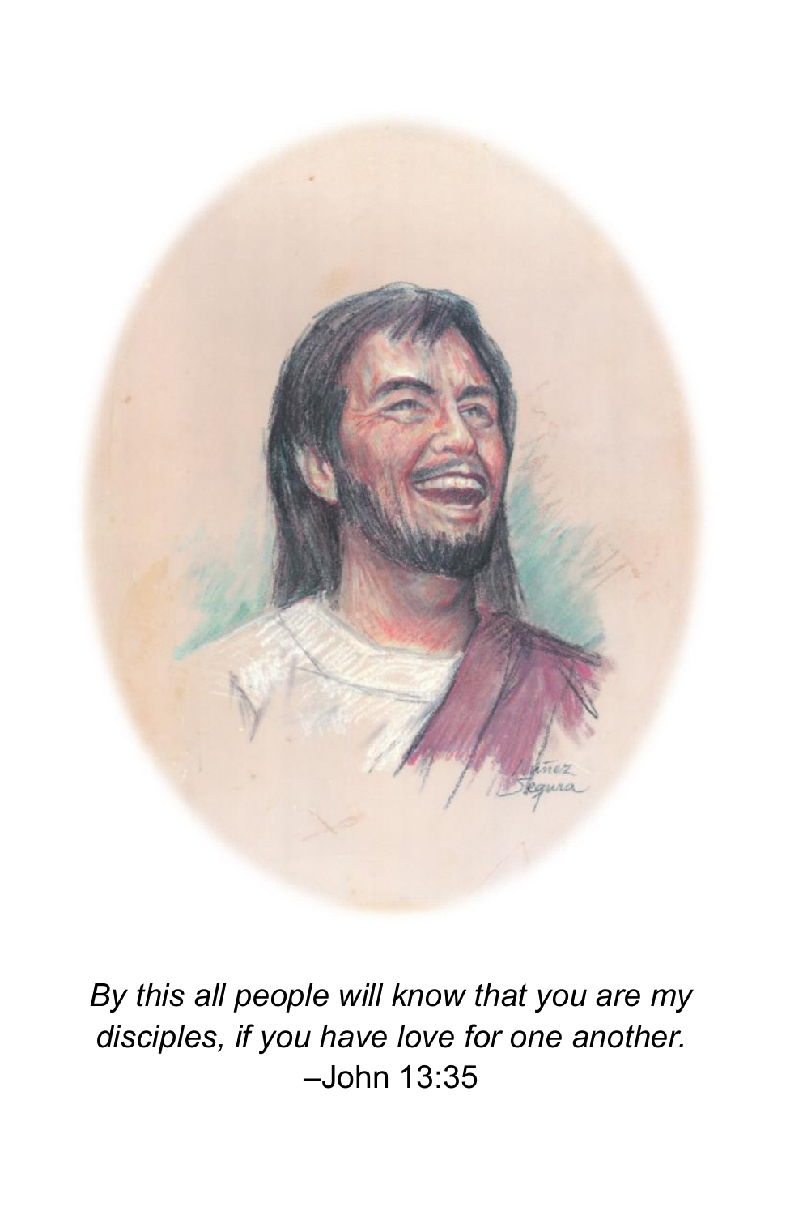*By this all people will know that you are my disciples, if you have love for one another.*
–John 13:35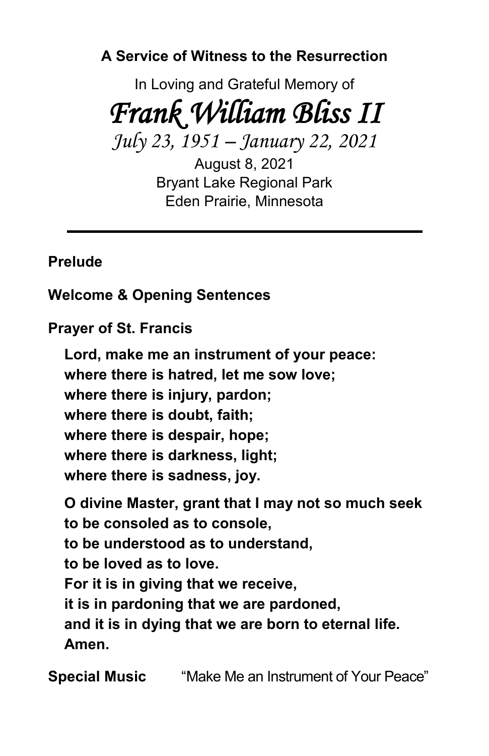**A Service of Witness to the Resurrection**

In Loving and Grateful Memory of

# *Frank William Bliss II*

*July 23, 1951 – January 22, 2021*

August 8, 2021
Bryant Lake Regional Park
Eden Prairie, Minnesota

---

**Prelude**

**Welcome & Opening Sentences**

**Prayer of St. Francis**

**Lord, make me an instrument of your peace:**
**where there is hatred, let me sow love;**
**where there is injury, pardon;**
**where there is doubt, faith;**
**where there is despair, hope;**
**where there is darkness, light;**
**where there is sadness, joy.**

**O divine Master, grant that I may not so much seek**
**to be consoled as to console,**
**to be understood as to understand,**
**to be loved as to love.**
**For it is in giving that we receive,**
**it is in pardoning that we are pardoned,**
**and it is in dying that we are born to eternal life.**
**Amen.**

**Special Music** "Make Me an Instrument of Your Peace"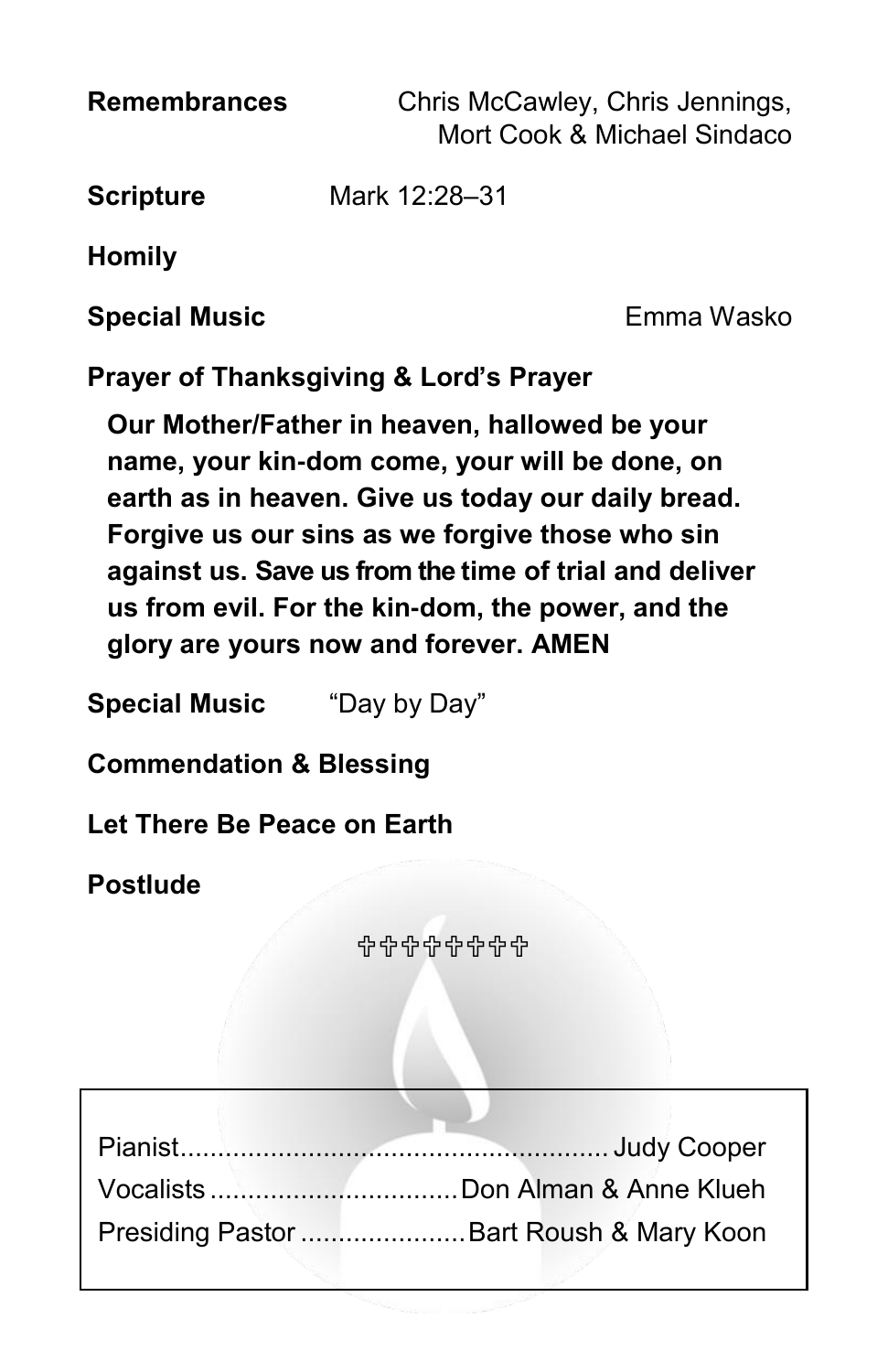**Remembrances** Chris McCawley, Chris Jennings, Mort Cook & Michael Sindaco

**Scripture** Mark 12:28–31

**Homily**

**Special Music** Emma Wasko

**Prayer of Thanksgiving & Lord's Prayer**

**Our Mother/Father in heaven, hallowed be your name, your kin-dom come, your will be done, on earth as in heaven. Give us today our daily bread. Forgive us our sins as we forgive those who sin against us. Save us from the time of trial and deliver us from evil. For the kin-dom, the power, and the glory are yours now and forever. AMEN**

**Special Music** "Day by Day"

**Commendation & Blessing**

**Let There Be Peace on Earth**

**Postlude**

✞✞✞✞✞✞✞✞

Pianist........................................................ Judy Cooper
Vocalists ................................Don Alman & Anne Klueh
Presiding Pastor ......................Bart Roush & Mary Koon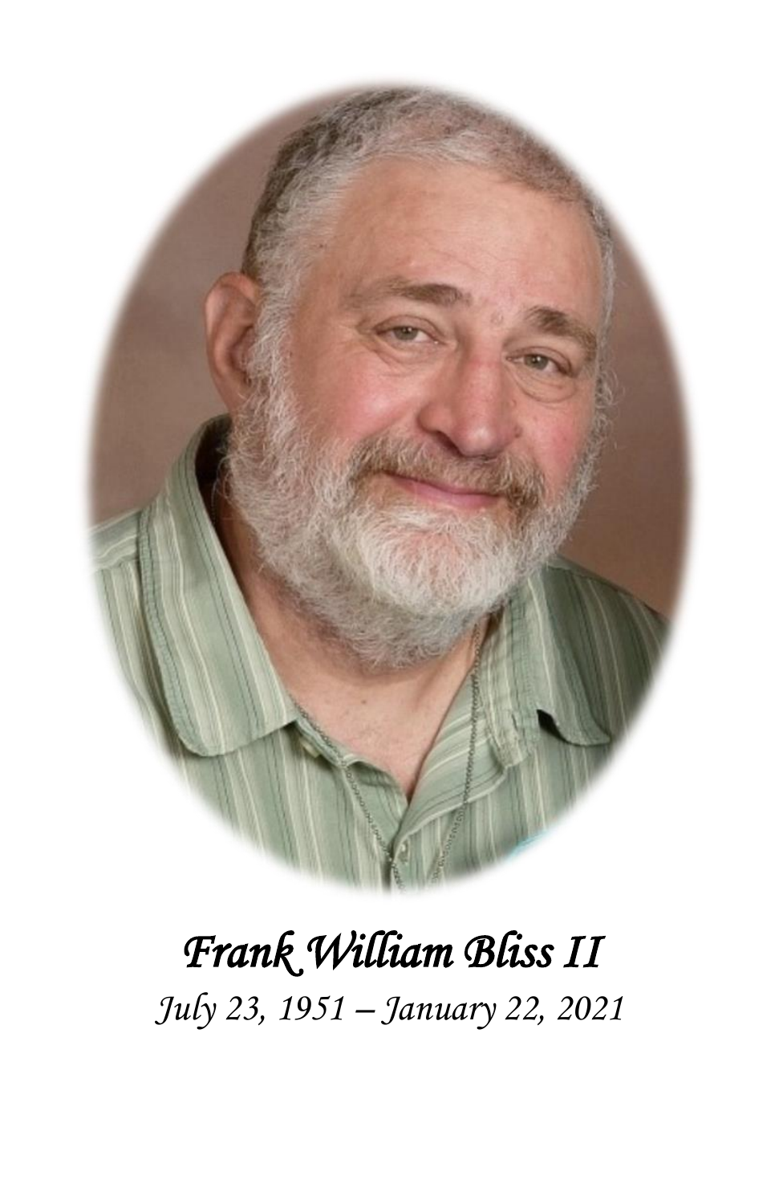*Frank William Bliss II*

*July 23, 1951 – January 22, 2021*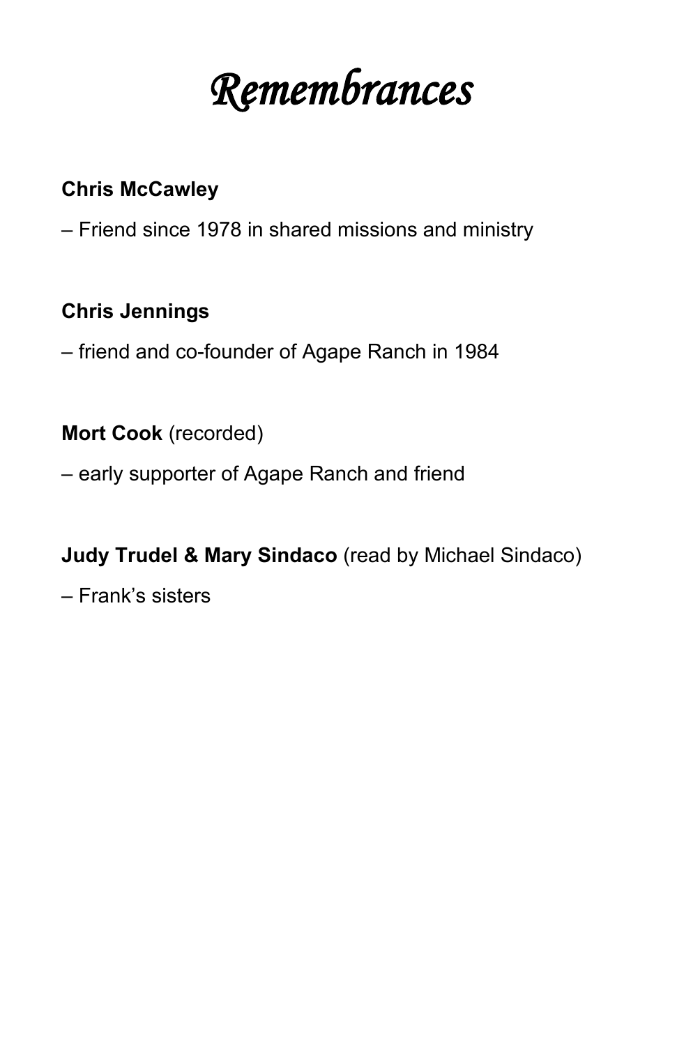# *Remembrances*

**Chris McCawley**

– Friend since 1978 in shared missions and ministry

**Chris Jennings**

– friend and co-founder of Agape Ranch in 1984

**Mort Cook** (recorded)

– early supporter of Agape Ranch and friend

**Judy Trudel & Mary Sindaco** (read by Michael Sindaco)

– Frank's sisters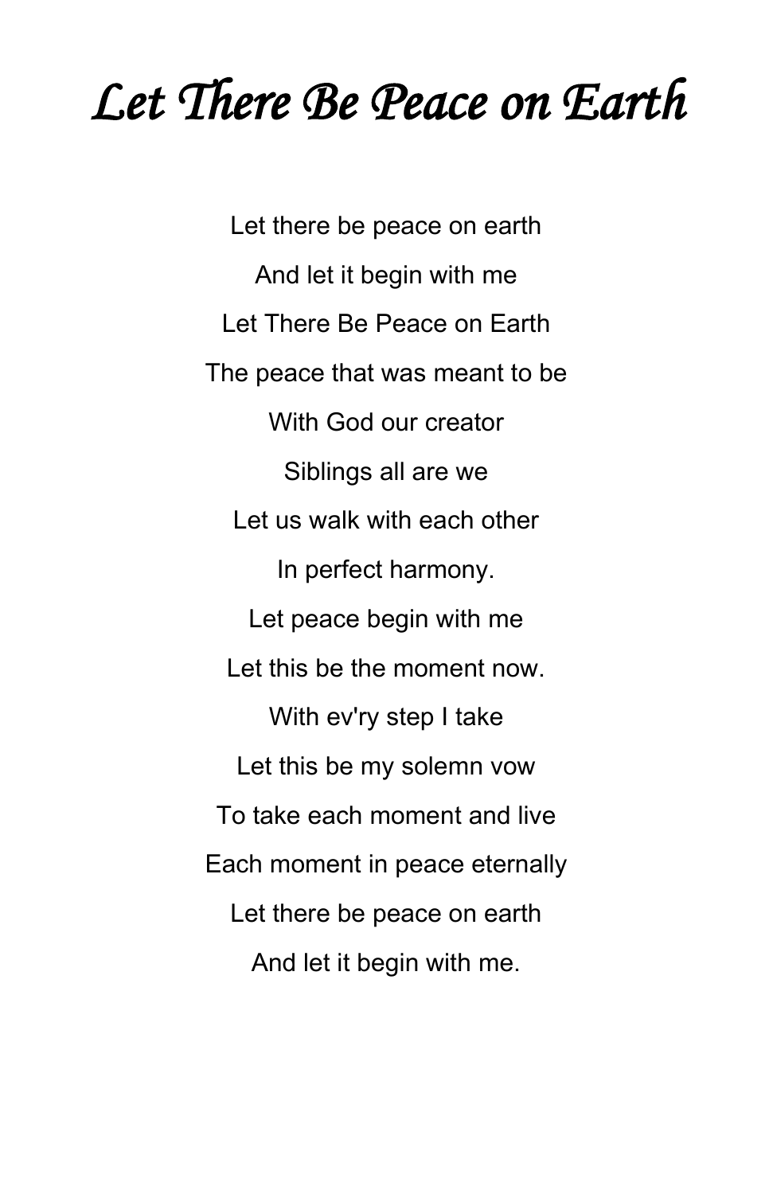# *Let There Be Peace on Earth*

Let there be peace on earth

And let it begin with me

Let There Be Peace on Earth

The peace that was meant to be

With God our creator

Siblings all are we

Let us walk with each other

In perfect harmony.

Let peace begin with me

Let this be the moment now.

With ev'ry step I take

Let this be my solemn vow

To take each moment and live

Each moment in peace eternally

Let there be peace on earth

And let it begin with me.